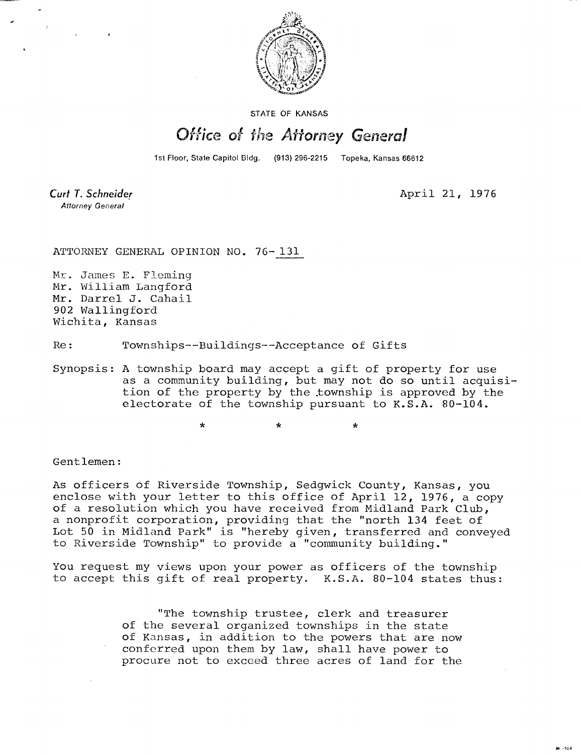STATE OF KANSAS

# Office of the Attorney General

1st Floor, State Capitol Bldg. (913) 296-2215 Topeka, Kansas 66612

*Curt T. Schneider*
*Attorney General*

April 21, 1976

ATTORNEY GENERAL OPINION NO. 76-131

Mr. James E. Fleming
Mr. William Langford
Mr. Darrel J. Cahail
902 Wallingford
Wichita, Kansas

Re: Townships--Buildings--Acceptance of Gifts

Synopsis: A township board may accept a gift of property for use as a community building, but may not do so until acquisition of the property by the township is approved by the electorate of the township pursuant to K.S.A. 80-104.

\* \* \*

Gentlemen:

As officers of Riverside Township, Sedgwick County, Kansas, you enclose with your letter to this office of April 12, 1976, a copy of a resolution which you have received from Midland Park Club, a nonprofit corporation, providing that the "north 134 feet of Lot 50 in Midland Park" is "hereby given, transferred and conveyed to Riverside Township" to provide a "community building."

You request my views upon your power as officers of the township to accept this gift of real property. K.S.A. 80-104 states thus:

> "The township trustee, clerk and treasurer of the several organized townships in the state of Kansas, in addition to the powers that are now conferred upon them by law, shall have power to procure not to exceed three acres of land for the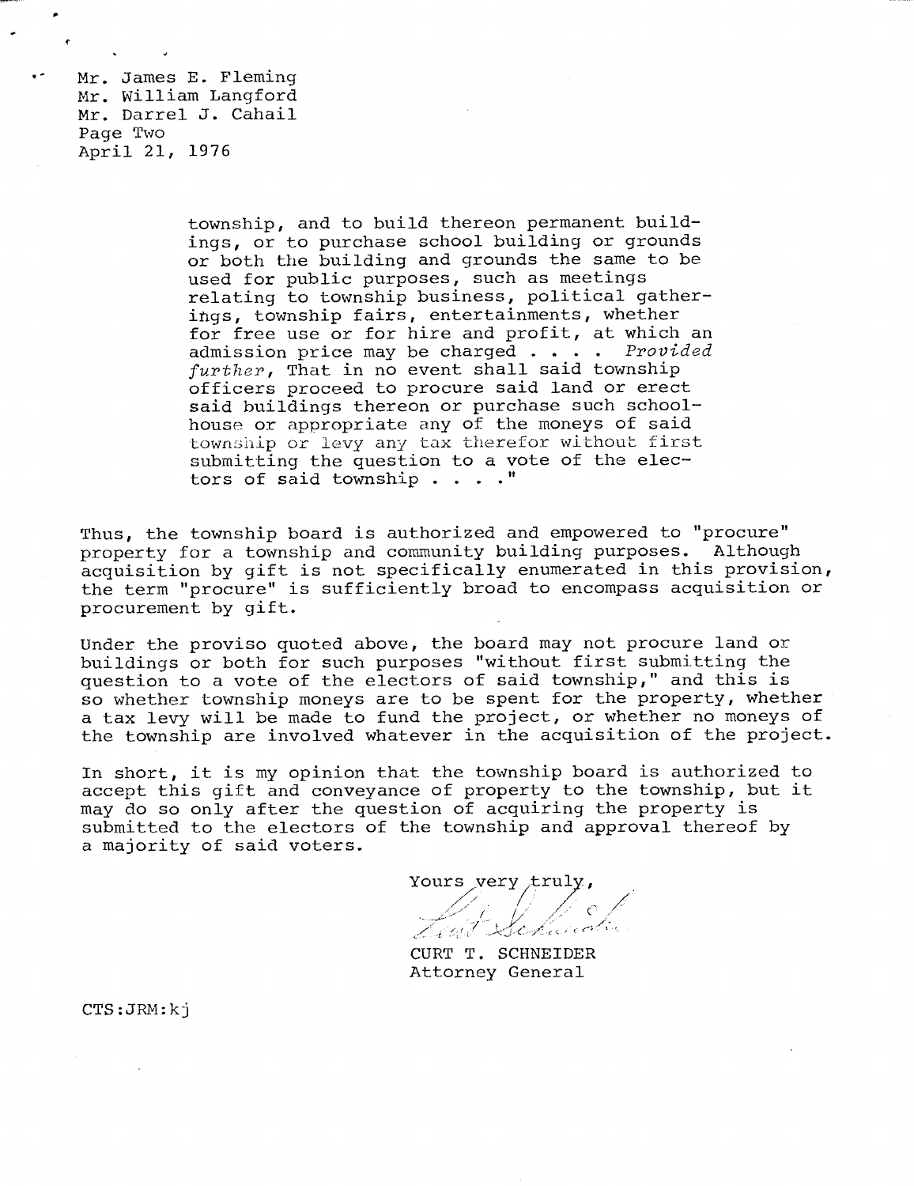Mr. James E. Fleming
Mr. William Langford
Mr. Darrel J. Cahail
Page Two
April 21, 1976

> township, and to build thereon permanent buildings, or to purchase school building or grounds or both the building and grounds the same to be used for public purposes, such as meetings relating to township business, political gatherings, township fairs, entertainments, whether for free use or for hire and profit, at which an admission price may be charged . . . . *Provided further,* That in no event shall said township officers proceed to procure said land or erect said buildings thereon or purchase such schoolhouse or appropriate any of the moneys of said township or levy any tax therefor without first submitting the question to a vote of the electors of said township . . . ."

Thus, the township board is authorized and empowered to "procure" property for a township and community building purposes. Although acquisition by gift is not specifically enumerated in this provision, the term "procure" is sufficiently broad to encompass acquisition or procurement by gift.

Under the proviso quoted above, the board may not procure land or buildings or both for such purposes "without first submitting the question to a vote of the electors of said township," and this is so whether township moneys are to be spent for the property, whether a tax levy will be made to fund the project, or whether no moneys of the township are involved whatever in the acquisition of the project.

In short, it is my opinion that the township board is authorized to accept this gift and conveyance of property to the township, but it may do so only after the question of acquiring the property is submitted to the electors of the township and approval thereof by a majority of said voters.

Yours very truly,

CURT T. SCHNEIDER
Attorney General

CTS:JRM:kj